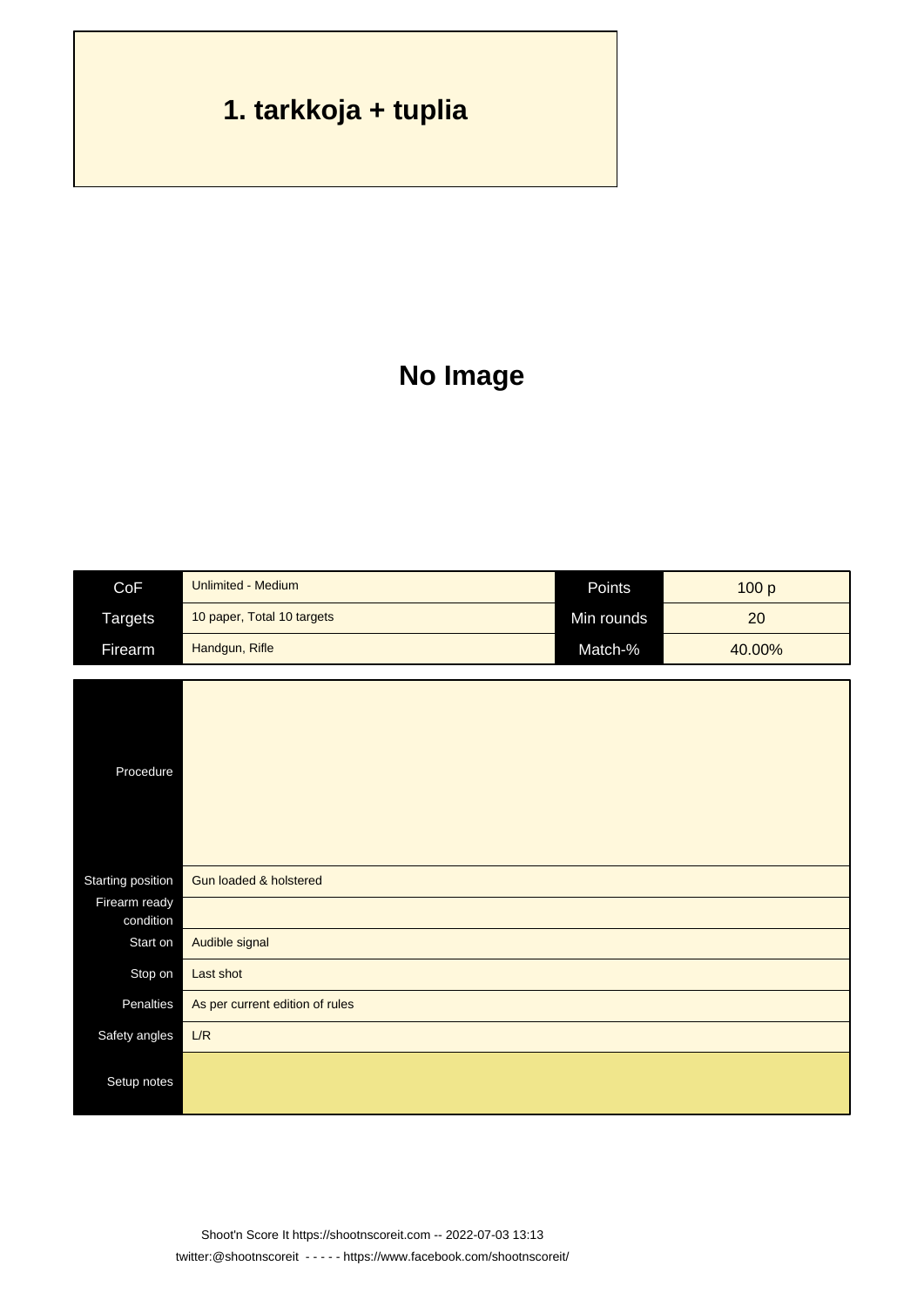# 1. tarkkoja + tuplia

**No Image**

| | | | |
|---|---|---|---|
| CoF | Unlimited - Medium | Points | 100 p |
| Targets | 10 paper, Total 10 targets | Min rounds | 20 |
| Firearm | Handgun, Rifle | Match-% | 40.00% |

| | |
|---|---|
| Procedure | |
| Starting position | Gun loaded & holstered |
| Firearm ready condition | |
| Start on | Audible signal |
| Stop on | Last shot |
| Penalties | As per current edition of rules |
| Safety angles | L/R |
| Setup notes | |

Shoot'n Score It https://shootnscoreit.com -- 2022-07-03 13:13
twitter:@shootnscoreit - - - - - https://www.facebook.com/shootnscoreit/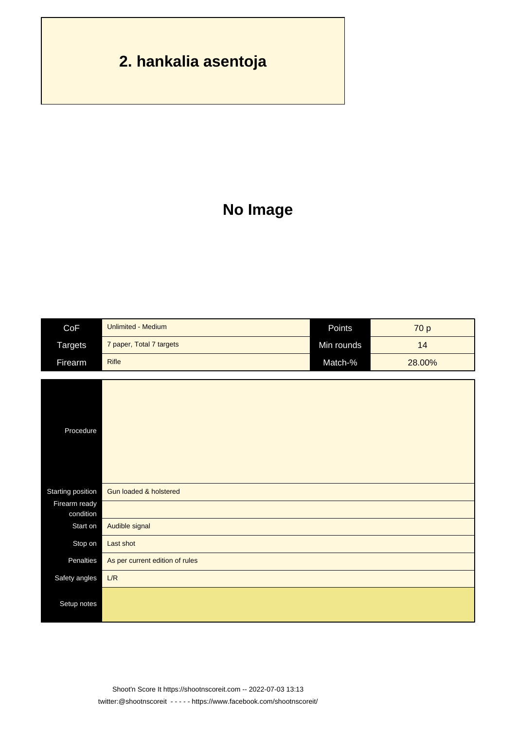# 2. hankalia asentoja

No Image

| | | | |
|---|---|---|---|
| CoF | Unlimited - Medium | Points | 70 p |
| Targets | 7 paper, Total 7 targets | Min rounds | 14 |
| Firearm | Rifle | Match-% | 28.00% |

| | |
|---|---|
| Procedure | |
| Starting position | Gun loaded & holstered |
| Firearm ready condition | |
| Start on | Audible signal |
| Stop on | Last shot |
| Penalties | As per current edition of rules |
| Safety angles | L/R |
| Setup notes | |

Shoot'n Score It https://shootnscoreit.com -- 2022-07-03 13:13
twitter:@shootnscoreit - - - - - https://www.facebook.com/shootnscoreit/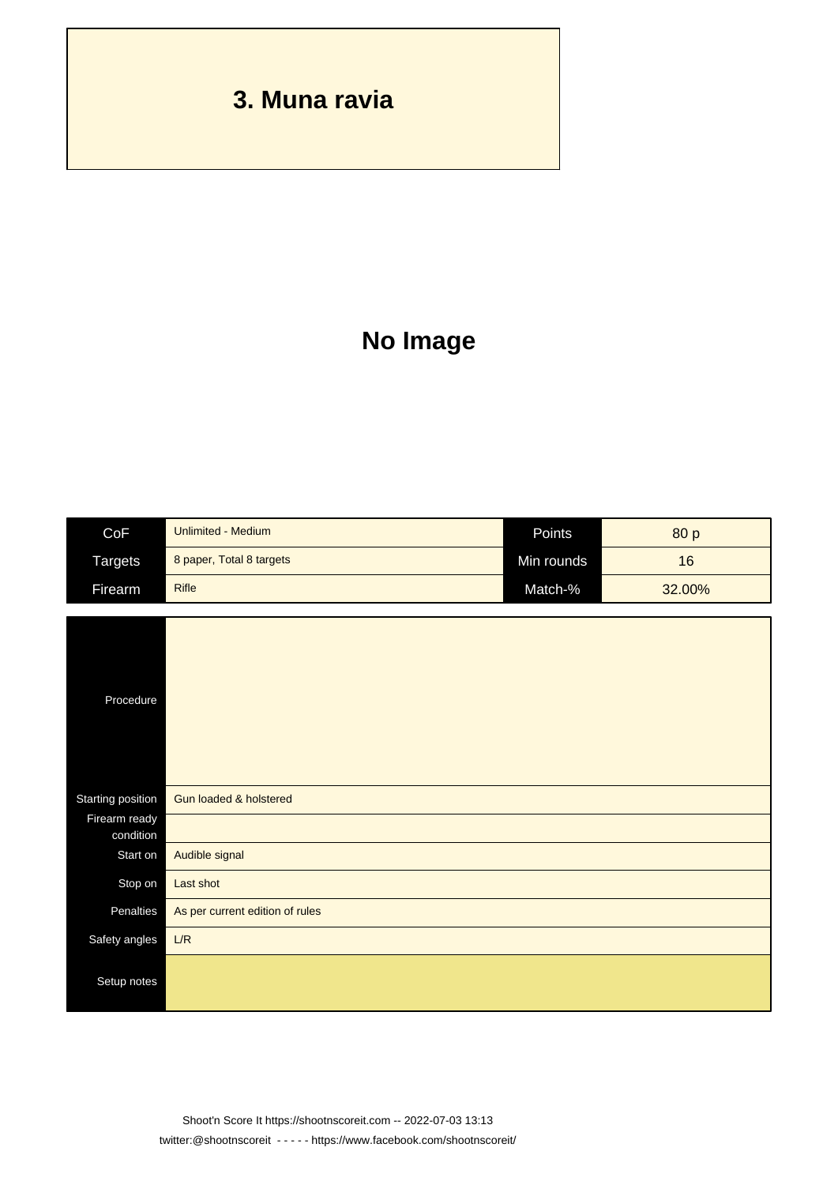# 3. Muna ravia

**No Image**

| | | | |
|---|---|---|---|
| CoF | Unlimited - Medium | Points | 80 p |
| Targets | 8 paper, Total 8 targets | Min rounds | 16 |
| Firearm | Rifle | Match-% | 32.00% |

| | |
|---|---|
| Procedure | |
| Starting position | Gun loaded & holstered |
| Firearm ready condition | |
| Start on | Audible signal |
| Stop on | Last shot |
| Penalties | As per current edition of rules |
| Safety angles | L/R |
| Setup notes | |

Shoot'n Score It https://shootnscoreit.com -- 2022-07-03 13:13
twitter:@shootnscoreit - - - - - https://www.facebook.com/shootnscoreit/